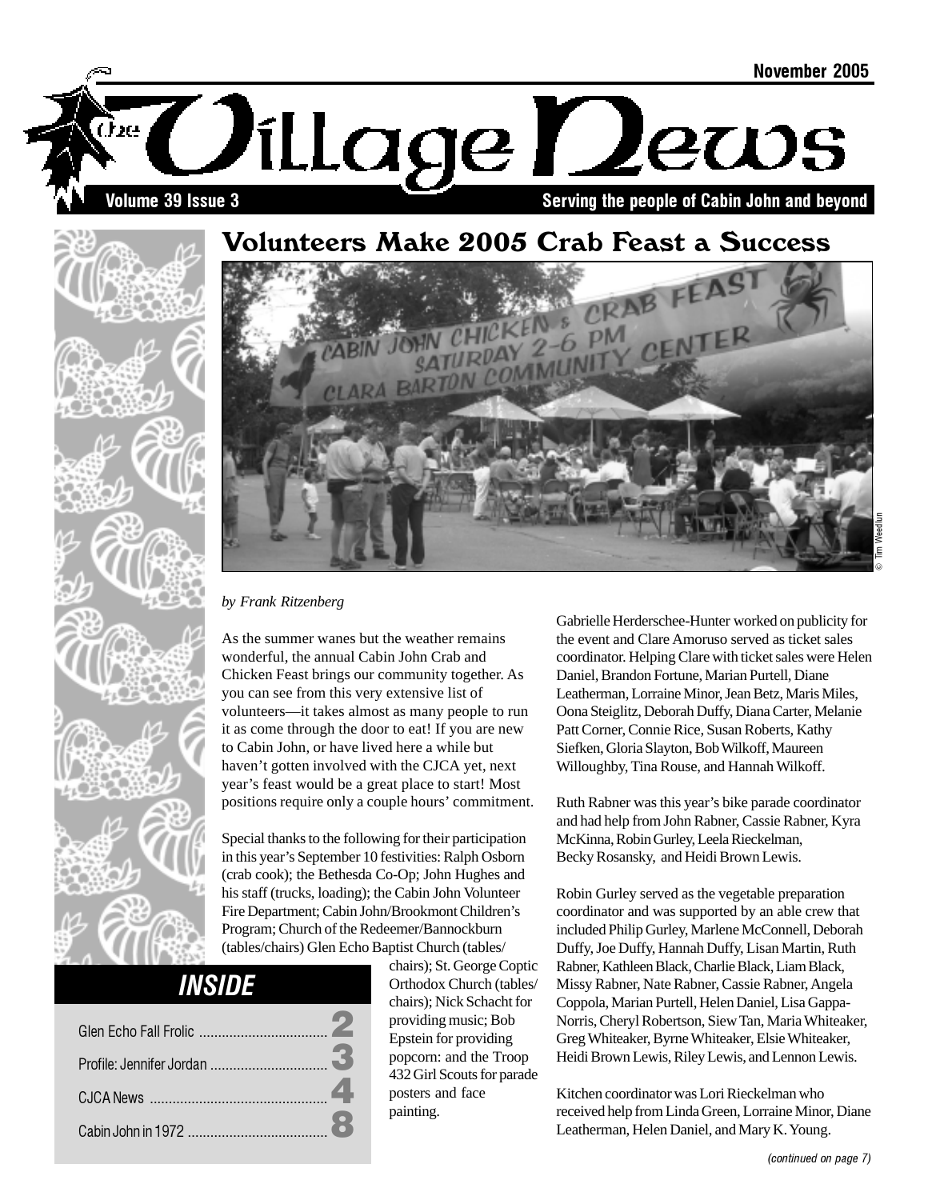November 2005

# The Village News

Volume 39 Issue 3 — Serving the people of Cabin John and beyond

## Volunteers Make 2005 Crab Feast a Success

© Tim Weedlun

*by Frank Ritzenberg*

As the summer wanes but the weather remains wonderful, the annual Cabin John Crab and Chicken Feast brings our community together. As you can see from this very extensive list of volunteers—it takes almost as many people to run it as come through the door to eat! If you are new to Cabin John, or have lived here a while but haven't gotten involved with the CJCA yet, next year's feast would be a great place to start! Most positions require only a couple hours' commitment.

Special thanks to the following for their participation in this year's September 10 festivities: Ralph Osborn (crab cook); the Bethesda Co-Op; John Hughes and his staff (trucks, loading); the Cabin John Volunteer Fire Department; Cabin John/Brookmont Children's Program; Church of the Redeemer/Bannockburn (tables/chairs) Glen Echo Baptist Church (tables/chairs); St. George Coptic Orthodox Church (tables/chairs); Nick Schacht for providing music; Bob Epstein for providing popcorn: and the Troop 432 Girl Scouts for parade posters and face painting.

Gabrielle Herderschee-Hunter worked on publicity for the event and Clare Amoruso served as ticket sales coordinator. Helping Clare with ticket sales were Helen Daniel, Brandon Fortune, Marian Purtell, Diane Leatherman, Lorraine Minor, Jean Betz, Maris Miles, Oona Steiglitz, Deborah Duffy, Diana Carter, Melanie Patt Corner, Connie Rice, Susan Roberts, Kathy Siefken, Gloria Slayton, Bob Wilkoff, Maureen Willoughby, Tina Rouse, and Hannah Wilkoff.

Ruth Rabner was this year's bike parade coordinator and had help from John Rabner, Cassie Rabner, Kyra McKinna, Robin Gurley, Leela Rieckelman, Becky Rosansky, and Heidi Brown Lewis.

Robin Gurley served as the vegetable preparation coordinator and was supported by an able crew that included Philip Gurley, Marlene McConnell, Deborah Duffy, Joe Duffy, Hannah Duffy, Lisan Martin, Ruth Rabner, Kathleen Black, Charlie Black, Liam Black, Missy Rabner, Nate Rabner, Cassie Rabner, Angela Coppola, Marian Purtell, Helen Daniel, Lisa Gappa-Norris, Cheryl Robertson, Siew Tan, Maria Whiteaker, Greg Whiteaker, Byrne Whiteaker, Elsie Whiteaker, Heidi Brown Lewis, Riley Lewis, and Lennon Lewis.

Kitchen coordinator was Lori Rieckelman who received help from Linda Green, Lorraine Minor, Diane Leatherman, Helen Daniel, and Mary K. Young.

*(continued on page 7)*

### INSIDE

| | |
|---|---|
| Glen Echo Fall Frolic | 2 |
| Profile: Jennifer Jordan | 3 |
| CJCA News | 4 |
| Cabin John in 1972 | 8 |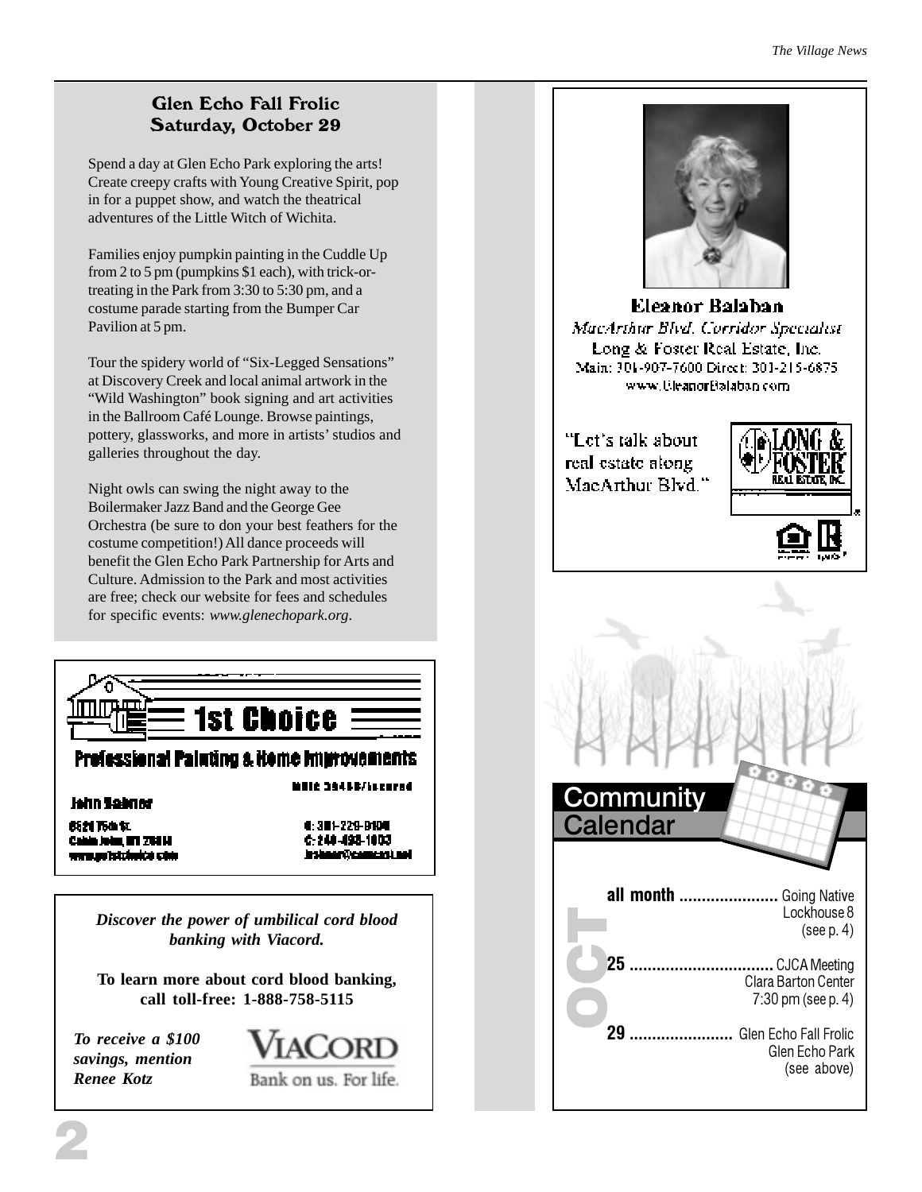## Glen Echo Fall Frolic
## Saturday, October 29

Spend a day at Glen Echo Park exploring the arts! Create creepy crafts with Young Creative Spirit, pop in for a puppet show, and watch the theatrical adventures of the Little Witch of Wichita.

Families enjoy pumpkin painting in the Cuddle Up from 2 to 5 pm (pumpkins $1 each), with trick-or-treating in the Park from 3:30 to 5:30 pm, and a costume parade starting from the Bumper Car Pavilion at 5 pm.

Tour the spidery world of "Six-Legged Sensations" at Discovery Creek and local animal artwork in the "Wild Washington" book signing and art activities in the Ballroom Café Lounge. Browse paintings, pottery, glassworks, and more in artists' studios and galleries throughout the day.

Night owls can swing the night away to the Boilermaker Jazz Band and the George Gee Orchestra (be sure to don your best feathers for the costume competition!) All dance proceeds will benefit the Glen Echo Park Partnership for Arts and Culture. Admission to the Park and most activities are free; check our website for fees and schedules for specific events: *www.glenechopark.org*.

**1st Choice**

**Professional Painting & Home Improvements**

MHIC 39455/Insured

**John Rabner**

6521 75th St.
Cabin John, MD 20818
www.go1stchoice.com

H: 301-229-9100
C: 240-498-1003
jrabner@comcast.net

***Discover the power of umbilical cord blood banking with Viacord.***

**To learn more about cord blood banking, call toll-free: 1-888-758-5115**

***To receive a $100 savings, mention Renee Kotz***

VIACORD
Bank on us. For life.

**Eleanor Balaban**

*MacArthur Blvd. Corridor Specialist*

Long & Foster Real Estate, Inc.

Main: 301-907-7600 Direct: 301-215-6875

www.EleanorBalaban.com

"Let's talk about real estate along MacArthur Blvd."

LONG & FOSTER REAL ESTATE, INC.

## Community Calendar

**OCT**

**all month** ...................... Going Native
Lockhouse 8
(see p. 4)

**25** ................................ CJCA Meeting
Clara Barton Center
7:30 pm (see p. 4)

**29** ....................... Glen Echo Fall Frolic
Glen Echo Park
(see above)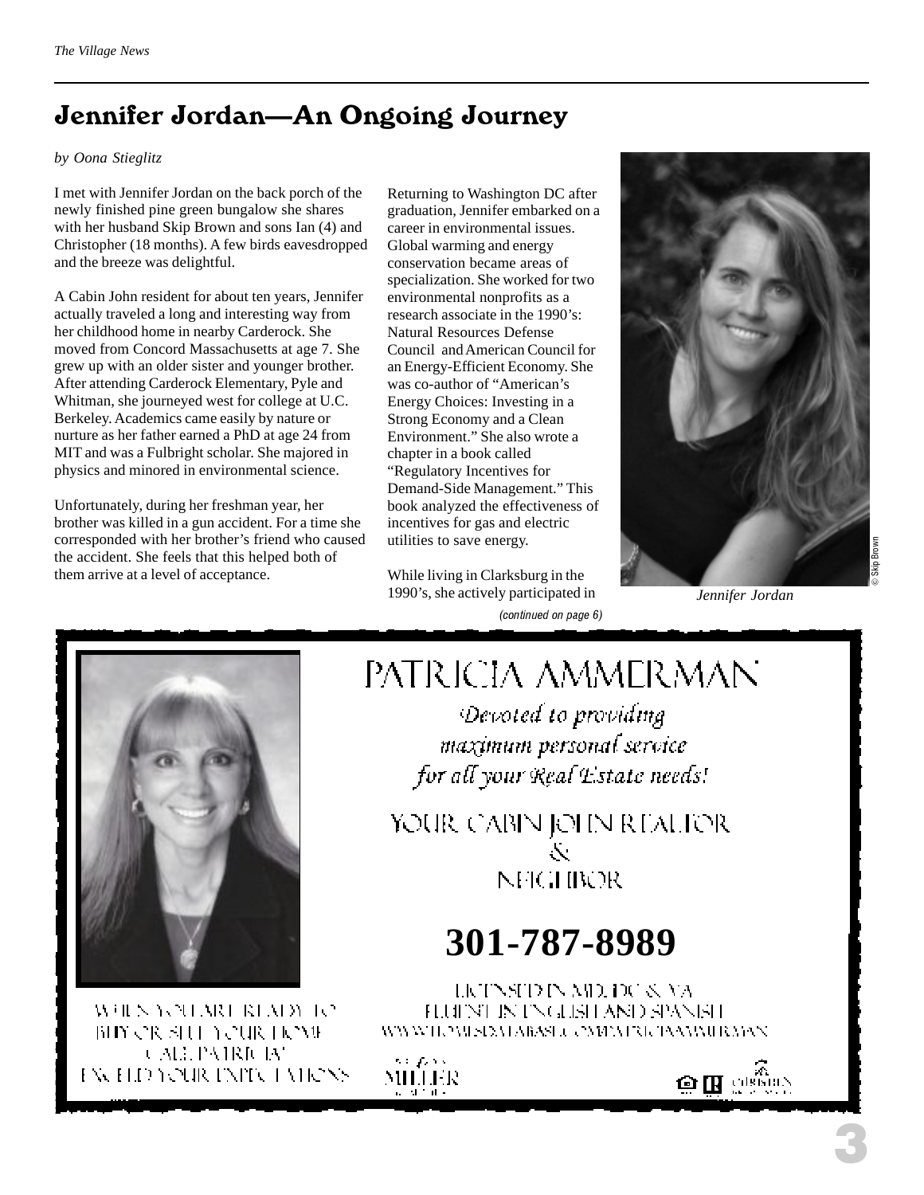# Jennifer Jordan—An Ongoing Journey

*by Oona Stieglitz*

I met with Jennifer Jordan on the back porch of the newly finished pine green bungalow she shares with her husband Skip Brown and sons Ian (4) and Christopher (18 months). A few birds eavesdropped and the breeze was delightful.

A Cabin John resident for about ten years, Jennifer actually traveled a long and interesting way from her childhood home in nearby Carderock. She moved from Concord Massachusetts at age 7. She grew up with an older sister and younger brother. After attending Carderock Elementary, Pyle and Whitman, she journeyed west for college at U.C. Berkeley. Academics came easily by nature or nurture as her father earned a PhD at age 24 from MIT and was a Fulbright scholar. She majored in physics and minored in environmental science.

Unfortunately, during her freshman year, her brother was killed in a gun accident. For a time she corresponded with her brother's friend who caused the accident. She feels that this helped both of them arrive at a level of acceptance.

Returning to Washington DC after graduation, Jennifer embarked on a career in environmental issues. Global warming and energy conservation became areas of specialization. She worked for two environmental nonprofits as a research associate in the 1990's: Natural Resources Defense Council and American Council for an Energy-Efficient Economy. She was co-author of "American's Energy Choices: Investing in a Strong Economy and a Clean Environment." She also wrote a chapter in a book called "Regulatory Incentives for Demand-Side Management." This book analyzed the effectiveness of incentives for gas and electric utilities to save energy.

While living in Clarksburg in the 1990's, she actively participated in

*(continued on page 6)*

© Skip Brown

*Jennifer Jordan*

---

PATRICIA AMMERMAN

*Devoted to providing maximum personal service for all your Real Estate needs!*

YOUR CABIN JOHN REALTOR & NEIGHBOR

**301-787-8989**

LICENSED IN MD, DC & VA
FLUENT IN ENGLISH AND SPANISH
WWW.HOMESDATABASE.COM/PATRICIAAMMERMAN

WHEN YOU ARE READY TO BUY OR SELL YOUR HOME CALL PATRICIA! EXCEED YOUR EXPECTATIONS

MILLER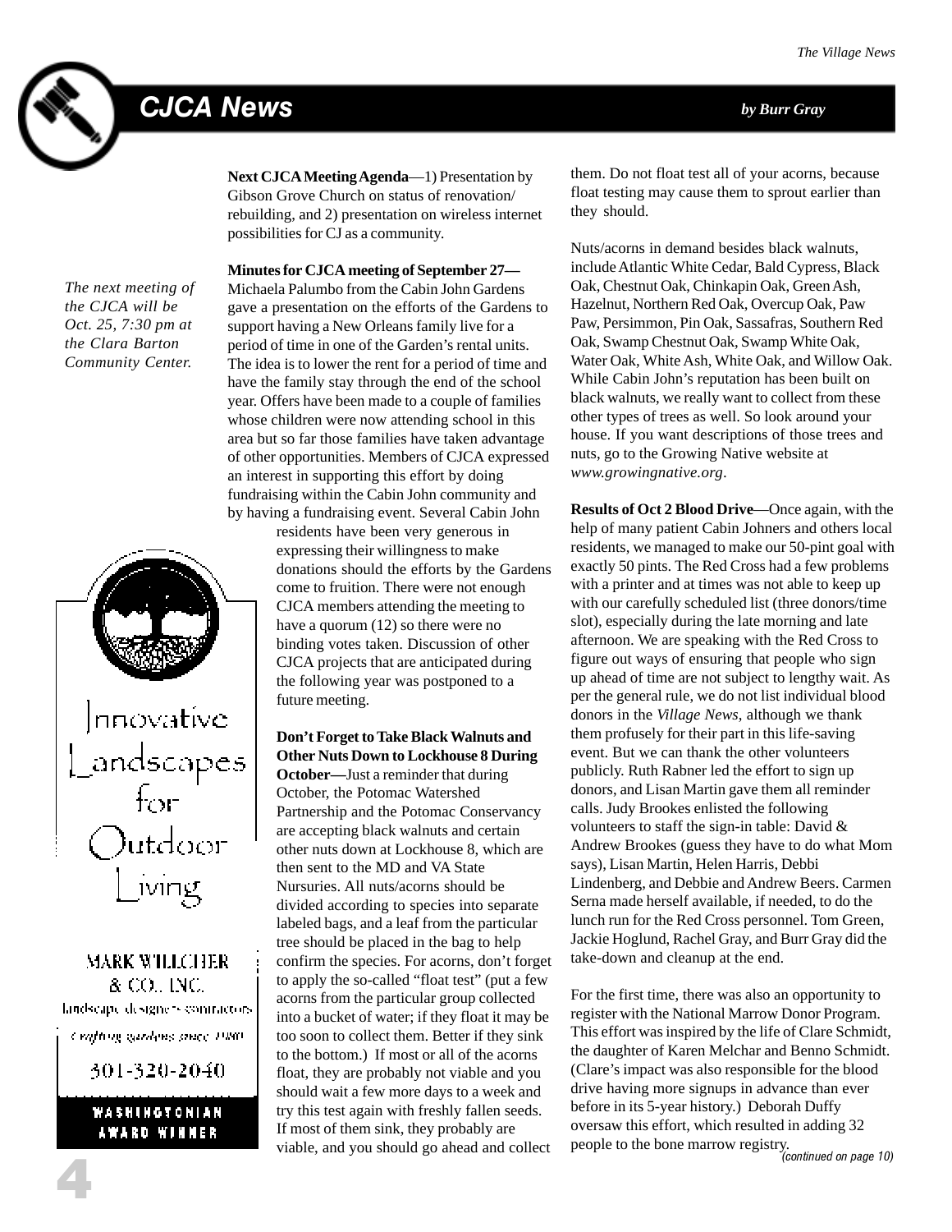# CJCA News

*by Burr Gray*

*The next meeting of the CJCA will be Oct. 25, 7:30 pm at the Clara Barton Community Center.*

**Next CJCA Meeting Agenda**—1) Presentation by Gibson Grove Church on status of renovation/ rebuilding, and 2) presentation on wireless internet possibilities for CJ as a community.

**Minutes for CJCA meeting of September 27—** Michaela Palumbo from the Cabin John Gardens gave a presentation on the efforts of the Gardens to support having a New Orleans family live for a period of time in one of the Garden's rental units. The idea is to lower the rent for a period of time and have the family stay through the end of the school year. Offers have been made to a couple of families whose children were now attending school in this area but so far those families have taken advantage of other opportunities. Members of CJCA expressed an interest in supporting this effort by doing fundraising within the Cabin John community and by having a fundraising event. Several Cabin John residents have been very generous in expressing their willingness to make donations should the efforts by the Gardens come to fruition. There were not enough CJCA members attending the meeting to have a quorum (12) so there were no binding votes taken. Discussion of other CJCA projects that are anticipated during the following year was postponed to a future meeting.

**Don't Forget to Take Black Walnuts and Other Nuts Down to Lockhouse 8 During October—**Just a reminder that during October, the Potomac Watershed Partnership and the Potomac Conservancy are accepting black walnuts and certain other nuts down at Lockhouse 8, which are then sent to the MD and VA State Nursuries. All nuts/acorns should be divided according to species into separate labeled bags, and a leaf from the particular tree should be placed in the bag to help confirm the species. For acorns, don't forget to apply the so-called "float test" (put a few acorns from the particular group collected into a bucket of water; if they float it may be too soon to collect them. Better if they sink to the bottom.) If most or all of the acorns float, they are probably not viable and you should wait a few more days to a week and try this test again with freshly fallen seeds. If most of them sink, they probably are viable, and you should go ahead and collect them. Do not float test all of your acorns, because float testing may cause them to sprout earlier than they should.

Nuts/acorns in demand besides black walnuts, include Atlantic White Cedar, Bald Cypress, Black Oak, Chestnut Oak, Chinkapin Oak, Green Ash, Hazelnut, Northern Red Oak, Overcup Oak, Paw Paw, Persimmon, Pin Oak, Sassafras, Southern Red Oak, Swamp Chestnut Oak, Swamp White Oak, Water Oak, White Ash, White Oak, and Willow Oak. While Cabin John's reputation has been built on black walnuts, we really want to collect from these other types of trees as well. So look around your house. If you want descriptions of those trees and nuts, go to the Growing Native website at *www.growingnative.org*.

**Results of Oct 2 Blood Drive**—Once again, with the help of many patient Cabin Johners and others local residents, we managed to make our 50-pint goal with exactly 50 pints. The Red Cross had a few problems with a printer and at times was not able to keep up with our carefully scheduled list (three donors/time slot), especially during the late morning and late afternoon. We are speaking with the Red Cross to figure out ways of ensuring that people who sign up ahead of time are not subject to lengthy wait. As per the general rule, we do not list individual blood donors in the *Village News*, although we thank them profusely for their part in this life-saving event. But we can thank the other volunteers publicly. Ruth Rabner led the effort to sign up donors, and Lisan Martin gave them all reminder calls. Judy Brookes enlisted the following volunteers to staff the sign-in table: David & Andrew Brookes (guess they have to do what Mom says), Lisan Martin, Helen Harris, Debbi Lindenberg, and Debbie and Andrew Beers. Carmen Serna made herself available, if needed, to do the lunch run for the Red Cross personnel. Tom Green, Jackie Hoglund, Rachel Gray, and Burr Gray did the take-down and cleanup at the end.

For the first time, there was also an opportunity to register with the National Marrow Donor Program. This effort was inspired by the life of Clare Schmidt, the daughter of Karen Melchar and Benno Schmidt. (Clare's impact was also responsible for the blood drive having more signups in advance than ever before in its 5-year history.) Deborah Duffy oversaw this effort, which resulted in adding 32 people to the bone marrow registry.

*(continued on page 10)*

---

Innovative Landscapes for Outdoor Living

MARK WILLCHER & CO., INC.
landscape designers · contractors
crafting gardens since 1980
301-320-2040
WASHINGTONIAN AWARD WINNER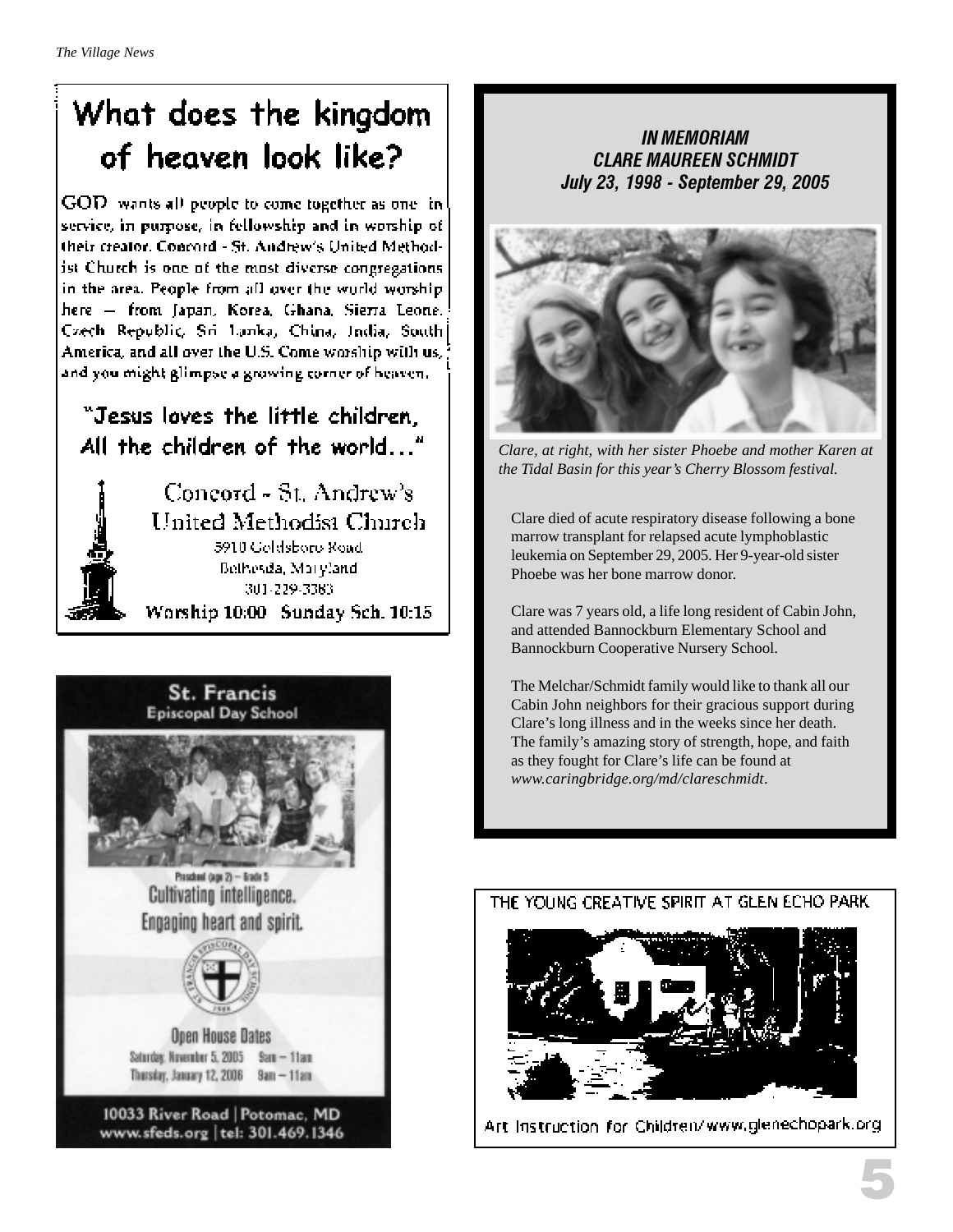# What does the kingdom of heaven look like?

GOD wants all people to come together as one in service, in purpose, in fellowship and in worship of their creator. Concord - St. Andrew's United Methodist Church is one of the most diverse congregations in the area. People from all over the world worship here — from Japan, Korea, Ghana, Sierra Leone, Czech Republic, Sri Lanka, China, India, South America, and all over the U.S. Come worship with us, and you might glimpse a growing corner of heaven.

"Jesus loves the little children, All the children of the world..."

Concord - St. Andrew's
United Methodist Church
5910 Goldsboro Road
Bethesda, Maryland
301-229-3383
Worship 10:00 Sunday Sch. 10:15

---

**St. Francis**
**Episcopal Day School**

Preschool (age 2) – Grade 5

Cultivating intelligence.
Engaging heart and spirit.

**Open House Dates**
Saturday, November 5, 2005 9am – 11am
Thursday, January 12, 2006 9am – 11am

10033 River Road | Potomac, MD
www.sfeds.org | tel: 301.469.1346

---

***IN MEMORIAM***
***CLARE MAUREEN SCHMIDT***
***July 23, 1998 - September 29, 2005***

*Clare, at right, with her sister Phoebe and mother Karen at the Tidal Basin for this year's Cherry Blossom festival.*

Clare died of acute respiratory disease following a bone marrow transplant for relapsed acute lymphoblastic leukemia on September 29, 2005. Her 9-year-old sister Phoebe was her bone marrow donor.

Clare was 7 years old, a life long resident of Cabin John, and attended Bannockburn Elementary School and Bannockburn Cooperative Nursery School.

The Melchar/Schmidt family would like to thank all our Cabin John neighbors for their gracious support during Clare's long illness and in the weeks since her death. The family's amazing story of strength, hope, and faith as they fought for Clare's life can be found at *www.caringbridge.org/md/clareschmidt*.

---

THE YOUNG CREATIVE SPIRIT AT GLEN ECHO PARK

Art Instruction for Children/www.glenechopark.org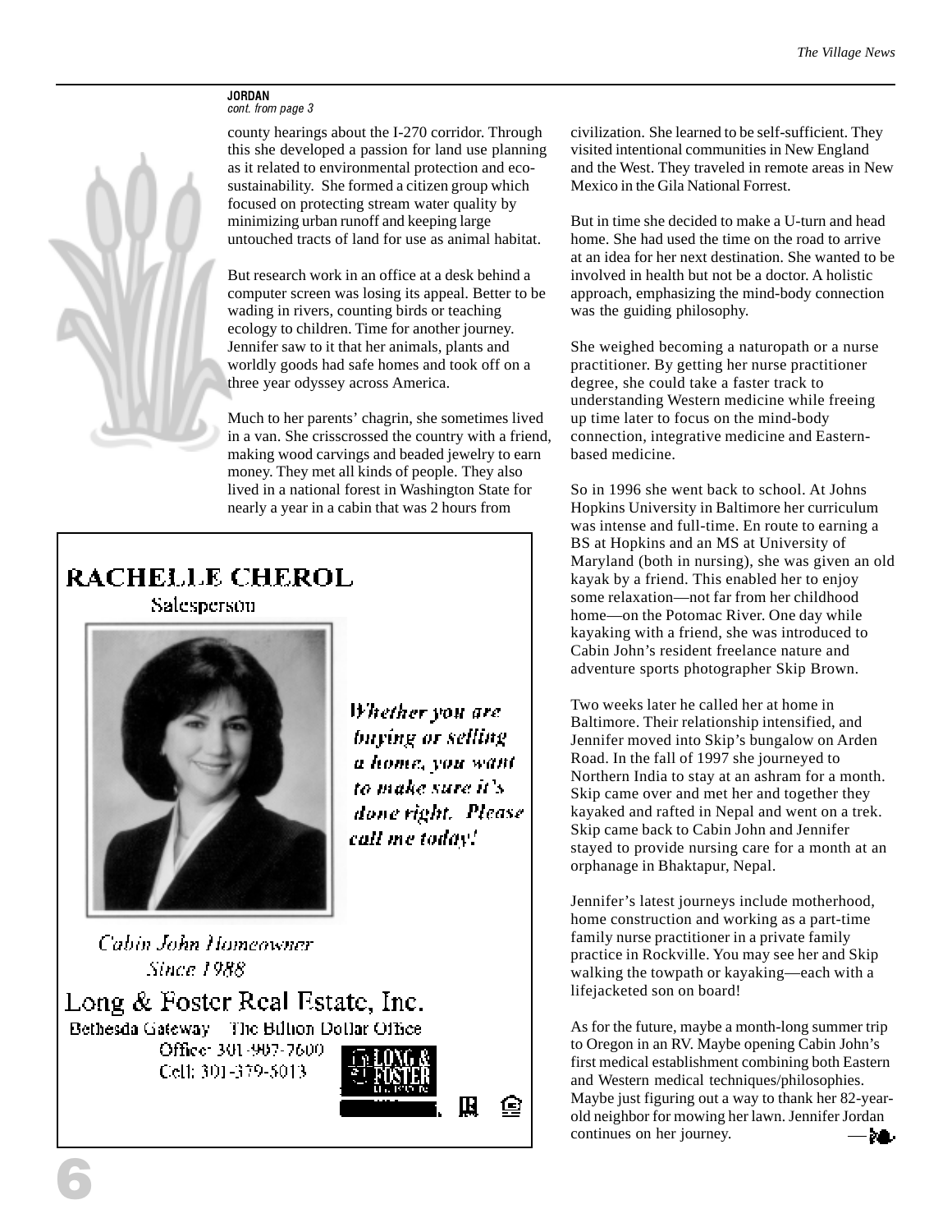**JORDAN**
*cont. from page 3*

county hearings about the I-270 corridor. Through this she developed a passion for land use planning as it related to environmental protection and eco-sustainability. She formed a citizen group which focused on protecting stream water quality by minimizing urban runoff and keeping large untouched tracts of land for use as animal habitat.

But research work in an office at a desk behind a computer screen was losing its appeal. Better to be wading in rivers, counting birds or teaching ecology to children. Time for another journey. Jennifer saw to it that her animals, plants and worldly goods had safe homes and took off on a three year odyssey across America.

Much to her parents' chagrin, she sometimes lived in a van. She crisscrossed the country with a friend, making wood carvings and beaded jewelry to earn money. They met all kinds of people. They also lived in a national forest in Washington State for nearly a year in a cabin that was 2 hours from civilization. She learned to be self-sufficient. They visited intentional communities in New England and the West. They traveled in remote areas in New Mexico in the Gila National Forrest.

But in time she decided to make a U-turn and head home. She had used the time on the road to arrive at an idea for her next destination. She wanted to be involved in health but not be a doctor. A holistic approach, emphasizing the mind-body connection was the guiding philosophy.

She weighed becoming a naturopath or a nurse practitioner. By getting her nurse practitioner degree, she could take a faster track to understanding Western medicine while freeing up time later to focus on the mind-body connection, integrative medicine and Eastern-based medicine.

So in 1996 she went back to school. At Johns Hopkins University in Baltimore her curriculum was intense and full-time. En route to earning a BS at Hopkins and an MS at University of Maryland (both in nursing), she was given an old kayak by a friend. This enabled her to enjoy some relaxation—not far from her childhood home—on the Potomac River. One day while kayaking with a friend, she was introduced to Cabin John's resident freelance nature and adventure sports photographer Skip Brown.

Two weeks later he called her at home in Baltimore. Their relationship intensified, and Jennifer moved into Skip's bungalow on Arden Road. In the fall of 1997 she journeyed to Northern India to stay at an ashram for a month. Skip came over and met her and together they kayaked and rafted in Nepal and went on a trek. Skip came back to Cabin John and Jennifer stayed to provide nursing care for a month at an orphanage in Bhaktapur, Nepal.

Jennifer's latest journeys include motherhood, home construction and working as a part-time family nurse practitioner in a private family practice in Rockville. You may see her and Skip walking the towpath or kayaking—each with a lifejacketed son on board!

As for the future, maybe a month-long summer trip to Oregon in an RV. Maybe opening Cabin John's first medical establishment combining both Eastern and Western medical techniques/philosophies. Maybe just figuring out a way to thank her 82-year-old neighbor for mowing her lawn. Jennifer Jordan continues on her journey.

---

**RACHELLE CHEROL**
Salesperson

*Whether you are buying or selling a home, you want to make sure it's done right. Please call me today!*

*Cabin John Homeowner Since 1988*

**Long & Foster Real Estate, Inc.**
Bethesda Gateway The Billion Dollar Office
Office: 301-907-7600
Cell: 301-379-5013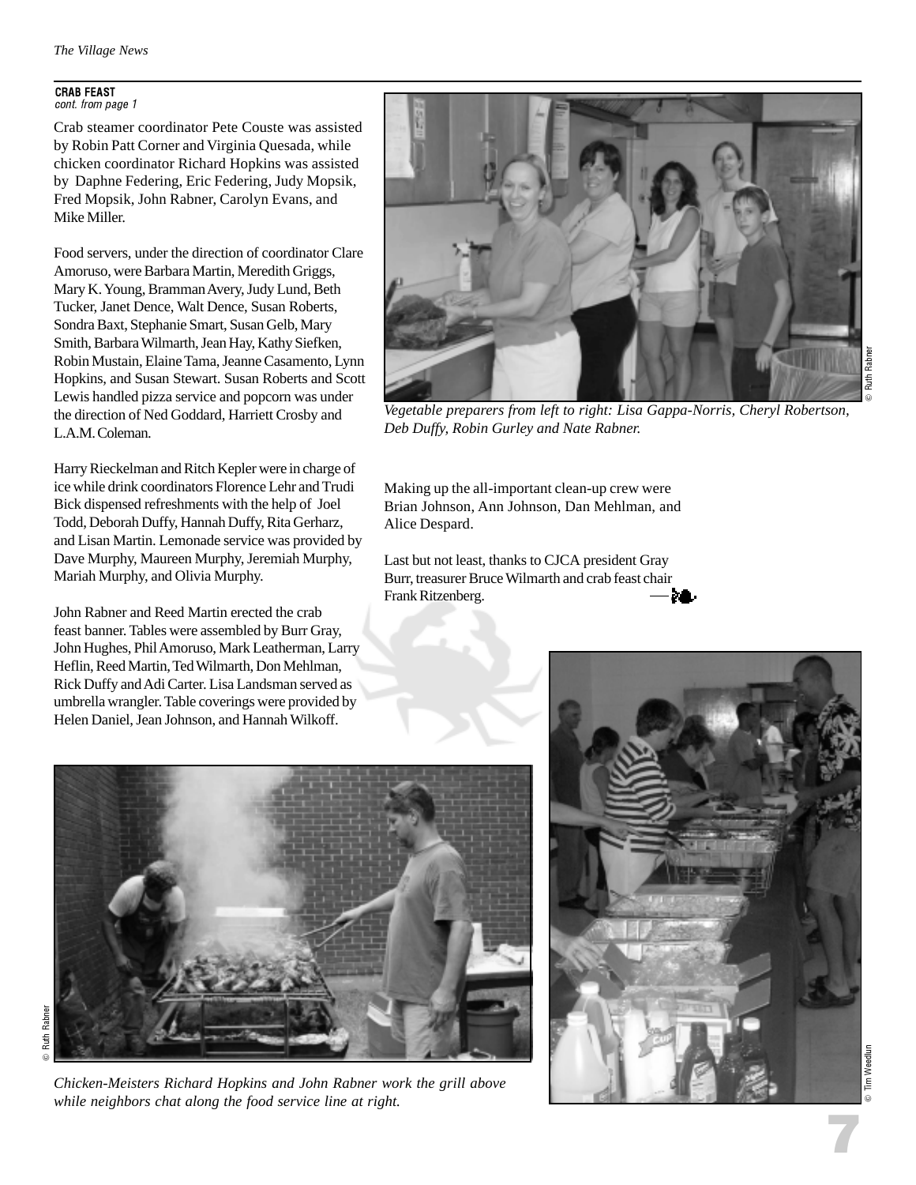**CRAB FEAST**
*cont. from page 1*

Crab steamer coordinator Pete Couste was assisted by Robin Patt Corner and Virginia Quesada, while chicken coordinator Richard Hopkins was assisted by Daphne Federing, Eric Federing, Judy Mopsik, Fred Mopsik, John Rabner, Carolyn Evans, and Mike Miller.

Food servers, under the direction of coordinator Clare Amoruso, were Barbara Martin, Meredith Griggs, Mary K. Young, Bramman Avery, Judy Lund, Beth Tucker, Janet Dence, Walt Dence, Susan Roberts, Sondra Baxt, Stephanie Smart, Susan Gelb, Mary Smith, Barbara Wilmarth, Jean Hay, Kathy Siefken, Robin Mustain, Elaine Tama, Jeanne Casamento, Lynn Hopkins, and Susan Stewart. Susan Roberts and Scott Lewis handled pizza service and popcorn was under the direction of Ned Goddard, Harriett Crosby and L.A.M. Coleman.

Harry Rieckelman and Ritch Kepler were in charge of ice while drink coordinators Florence Lehr and Trudi Bick dispensed refreshments with the help of Joel Todd, Deborah Duffy, Hannah Duffy, Rita Gerharz, and Lisan Martin. Lemonade service was provided by Dave Murphy, Maureen Murphy, Jeremiah Murphy, Mariah Murphy, and Olivia Murphy.

John Rabner and Reed Martin erected the crab feast banner. Tables were assembled by Burr Gray, John Hughes, Phil Amoruso, Mark Leatherman, Larry Heflin, Reed Martin, Ted Wilmarth, Don Mehlman, Rick Duffy and Adi Carter. Lisa Landsman served as umbrella wrangler. Table coverings were provided by Helen Daniel, Jean Johnson, and Hannah Wilkoff.

© Ruth Rabner

*Vegetable preparers from left to right: Lisa Gappa-Norris, Cheryl Robertson, Deb Duffy, Robin Gurley and Nate Rabner.*

Making up the all-important clean-up crew were Brian Johnson, Ann Johnson, Dan Mehlman, and Alice Despard.

Last but not least, thanks to CJCA president Gray Burr, treasurer Bruce Wilmarth and crab feast chair Frank Ritzenberg.

© Ruth Rabner

© Tim Weedlun

*Chicken-Meisters Richard Hopkins and John Rabner work the grill above while neighbors chat along the food service line at right.*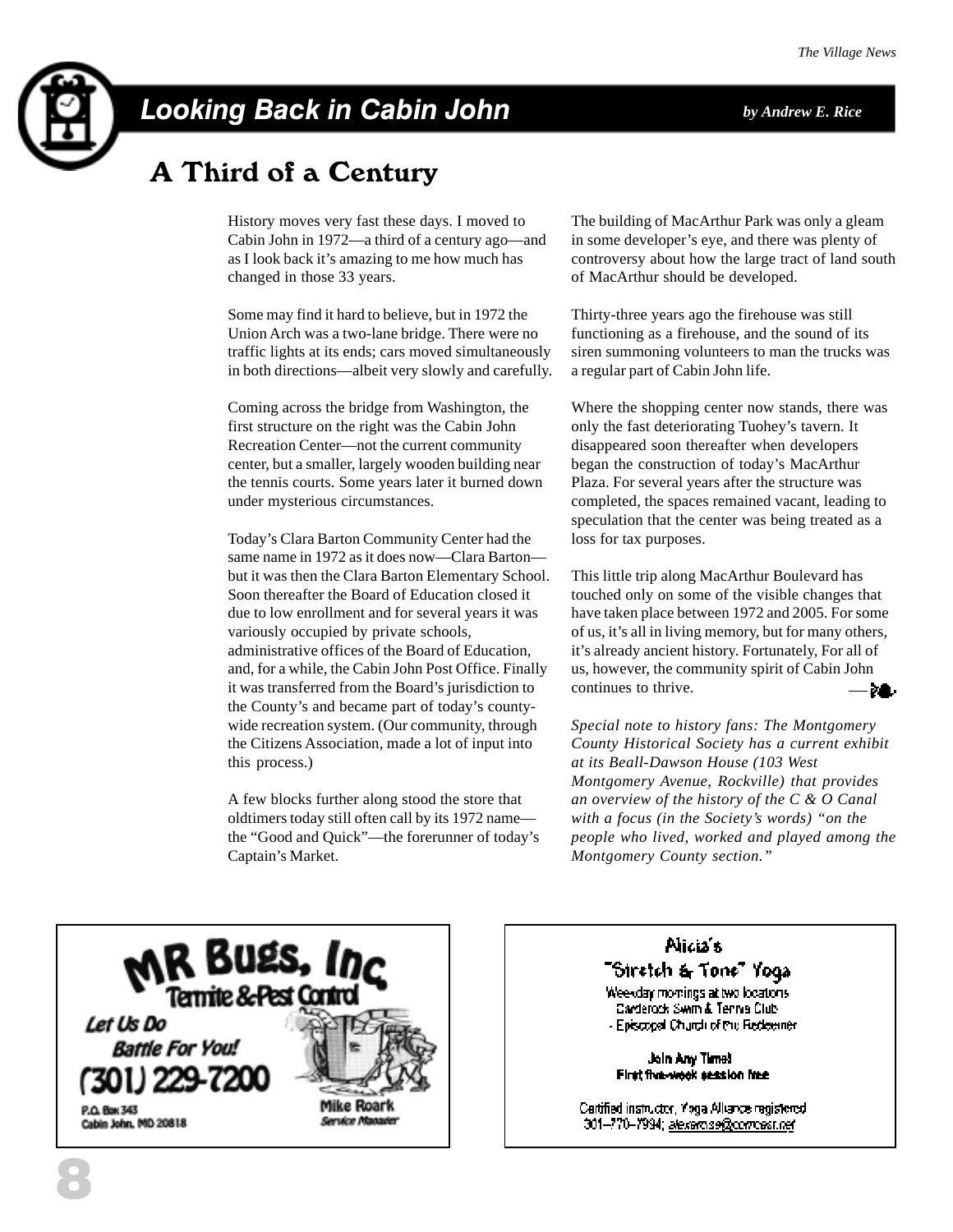## Looking Back in Cabin John

*by Andrew E. Rice*

# A Third of a Century

History moves very fast these days. I moved to Cabin John in 1972—a third of a century ago—and as I look back it's amazing to me how much has changed in those 33 years.

Some may find it hard to believe, but in 1972 the Union Arch was a two-lane bridge. There were no traffic lights at its ends; cars moved simultaneously in both directions—albeit very slowly and carefully.

Coming across the bridge from Washington, the first structure on the right was the Cabin John Recreation Center—not the current community center, but a smaller, largely wooden building near the tennis courts. Some years later it burned down under mysterious circumstances.

Today's Clara Barton Community Center had the same name in 1972 as it does now—Clara Barton—but it was then the Clara Barton Elementary School. Soon thereafter the Board of Education closed it due to low enrollment and for several years it was variously occupied by private schools, administrative offices of the Board of Education, and, for a while, the Cabin John Post Office. Finally it was transferred from the Board's jurisdiction to the County's and became part of today's county-wide recreation system. (Our community, through the Citizens Association, made a lot of input into this process.)

A few blocks further along stood the store that oldtimers today still often call by its 1972 name—the "Good and Quick"—the forerunner of today's Captain's Market.

The building of MacArthur Park was only a gleam in some developer's eye, and there was plenty of controversy about how the large tract of land south of MacArthur should be developed.

Thirty-three years ago the firehouse was still functioning as a firehouse, and the sound of its siren summoning volunteers to man the trucks was a regular part of Cabin John life.

Where the shopping center now stands, there was only the fast deteriorating Tuohey's tavern. It disappeared soon thereafter when developers began the construction of today's MacArthur Plaza. For several years after the structure was completed, the spaces remained vacant, leading to speculation that the center was being treated as a loss for tax purposes.

This little trip along MacArthur Boulevard has touched only on some of the visible changes that have taken place between 1972 and 2005. For some of us, it's all in living memory, but for many others, it's already ancient history. Fortunately, For all of us, however, the community spirit of Cabin John continues to thrive.

*Special note to history fans: The Montgomery County Historical Society has a current exhibit at its Beall-Dawson House (103 West Montgomery Avenue, Rockville) that provides an overview of the history of the C & O Canal with a focus (in the Society's words) "on the people who lived, worked and played among the Montgomery County section."*

---

**MR Bugs, Inc**
**Termite & Pest Control**

*Let Us Do Battle For You!*

**(301) 229-7200**

P.O. Box 343
Cabin John, MD 20818

**Mike Roark**
*Service Manager*

---

**Alicia's "Stretch & Tone" Yoga**

Weekday mornings at two locations
Carderock Swim & Tennis Club
- Episcopal Church of the Redeemer

**Join Any Time!**
**First five-week session free**

Certified instructor, Yoga Alliance registered
301-770-7994; alexamss@comcast.net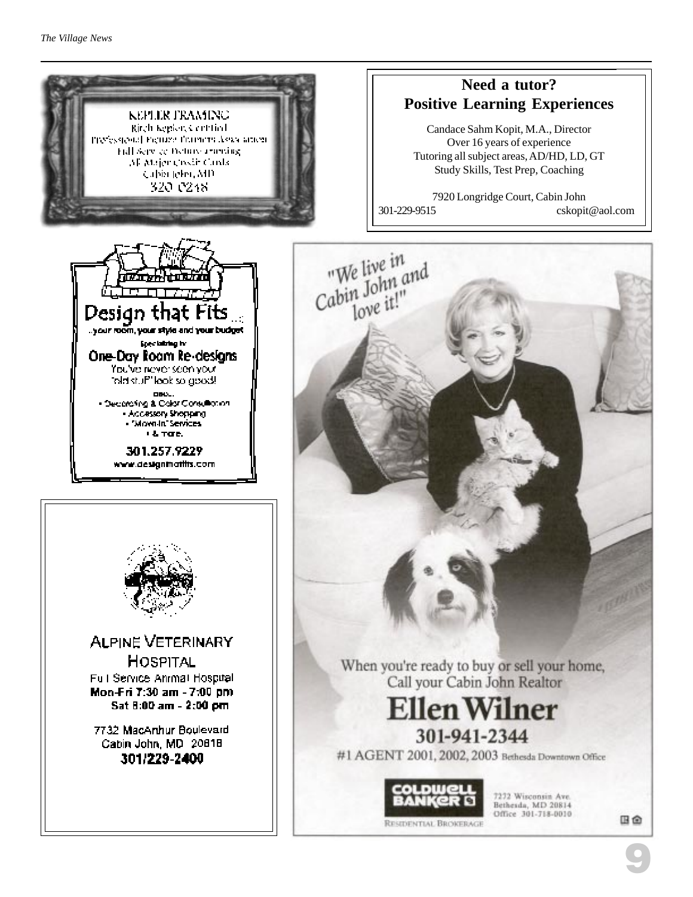KEPLER FRAMING

Birch Kepler, Certified

Professional Picture Framers Association

Full Service Picture Framing

All Major Credit Cards

Cabin John, MD

320 0248

**Need a tutor?**
**Positive Learning Experiences**

Candace Sahm Kopit, M.A., Director
Over 16 years of experience
Tutoring all subject areas, AD/HD, LD, GT
Study Skills, Test Prep, Coaching

7920 Longridge Court, Cabin John
301-229-9515 cskopit@aol.com

**Design that Fits...**

...your room, your style and your budget

Specializing in

**One-Day Room Re-designs**

You've never seen your "old stuff" look so good!

also...

- Decorating & Color Consultation
- Accessory Shopping
- "Move-In" Services
- & more.

**301.257.9229**

www.designthatfits.com

"We live in Cabin John and love it!"

When you're ready to buy or sell your home,
Call your Cabin John Realtor

**Ellen Wilner**

**301-941-2344**

#1 AGENT 2001, 2002, 2003 Bethesda Downtown Office

COLDWELL BANKER
RESIDENTIAL BROKERAGE

7272 Wisconsin Ave.
Bethesda, MD 20814
Office 301-718-0010

ALPINE VETERINARY HOSPITAL

Full Service Animal Hospital

**Mon-Fri 7:30 am - 7:00 pm**
**Sat 8:00 am - 2:00 pm**

7732 MacArthur Boulevard
Cabin John, MD 20818

**301/229-2400**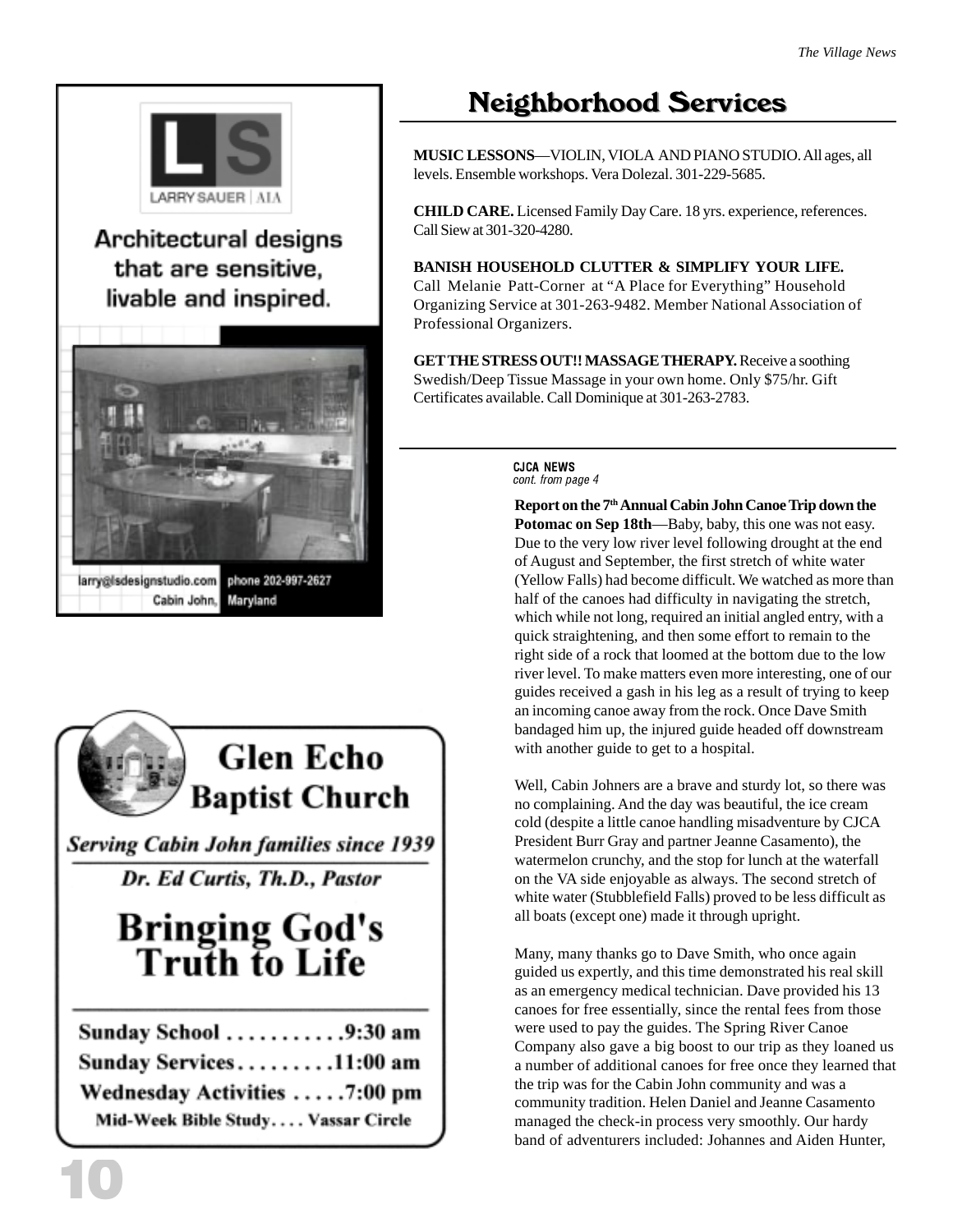LS

LARRY SAUER | AIA

Architectural designs that are sensitive, livable and inspired.

larry@lsdesignstudio.com phone 202-997-2627
Cabin John, Maryland

# Glen Echo Baptist Church

*Serving Cabin John families since 1939*

*Dr. Ed Curtis, Th.D., Pastor*

## Bringing God's Truth to Life

Sunday School . . . . . . . . . . . 9:30 am
Sunday Services . . . . . . . . . 11:00 am
Wednesday Activities . . . . . 7:00 pm
Mid-Week Bible Study . . . . Vassar Circle

# Neighborhood Services

**MUSIC LESSONS**—VIOLIN, VIOLA AND PIANO STUDIO. All ages, all levels. Ensemble workshops. Vera Dolezal. 301-229-5685.

**CHILD CARE.** Licensed Family Day Care. 18 yrs. experience, references. Call Siew at 301-320-4280.

**BANISH HOUSEHOLD CLUTTER & SIMPLIFY YOUR LIFE.** Call Melanie Patt-Corner at "A Place for Everything" Household Organizing Service at 301-263-9482. Member National Association of Professional Organizers.

**GET THE STRESS OUT!! MASSAGE THERAPY.** Receive a soothing Swedish/Deep Tissue Massage in your own home. Only $75/hr. Gift Certificates available. Call Dominique at 301-263-2783.

**CJCA NEWS**
*cont. from page 4*

**Report on the 7th Annual Cabin John Canoe Trip down the Potomac on Sep 18th**—Baby, baby, this one was not easy. Due to the very low river level following drought at the end of August and September, the first stretch of white water (Yellow Falls) had become difficult. We watched as more than half of the canoes had difficulty in navigating the stretch, which while not long, required an initial angled entry, with a quick straightening, and then some effort to remain to the right side of a rock that loomed at the bottom due to the low river level. To make matters even more interesting, one of our guides received a gash in his leg as a result of trying to keep an incoming canoe away from the rock. Once Dave Smith bandaged him up, the injured guide headed off downstream with another guide to get to a hospital.

Well, Cabin Johners are a brave and sturdy lot, so there was no complaining. And the day was beautiful, the ice cream cold (despite a little canoe handling misadventure by CJCA President Burr Gray and partner Jeanne Casamento), the watermelon crunchy, and the stop for lunch at the waterfall on the VA side enjoyable as always. The second stretch of white water (Stubblefield Falls) proved to be less difficult as all boats (except one) made it through upright.

Many, many thanks go to Dave Smith, who once again guided us expertly, and this time demonstrated his real skill as an emergency medical technician. Dave provided his 13 canoes for free essentially, since the rental fees from those were used to pay the guides. The Spring River Canoe Company also gave a big boost to our trip as they loaned us a number of additional canoes for free once they learned that the trip was for the Cabin John community and was a community tradition. Helen Daniel and Jeanne Casamento managed the check-in process very smoothly. Our hardy band of adventurers included: Johannes and Aiden Hunter,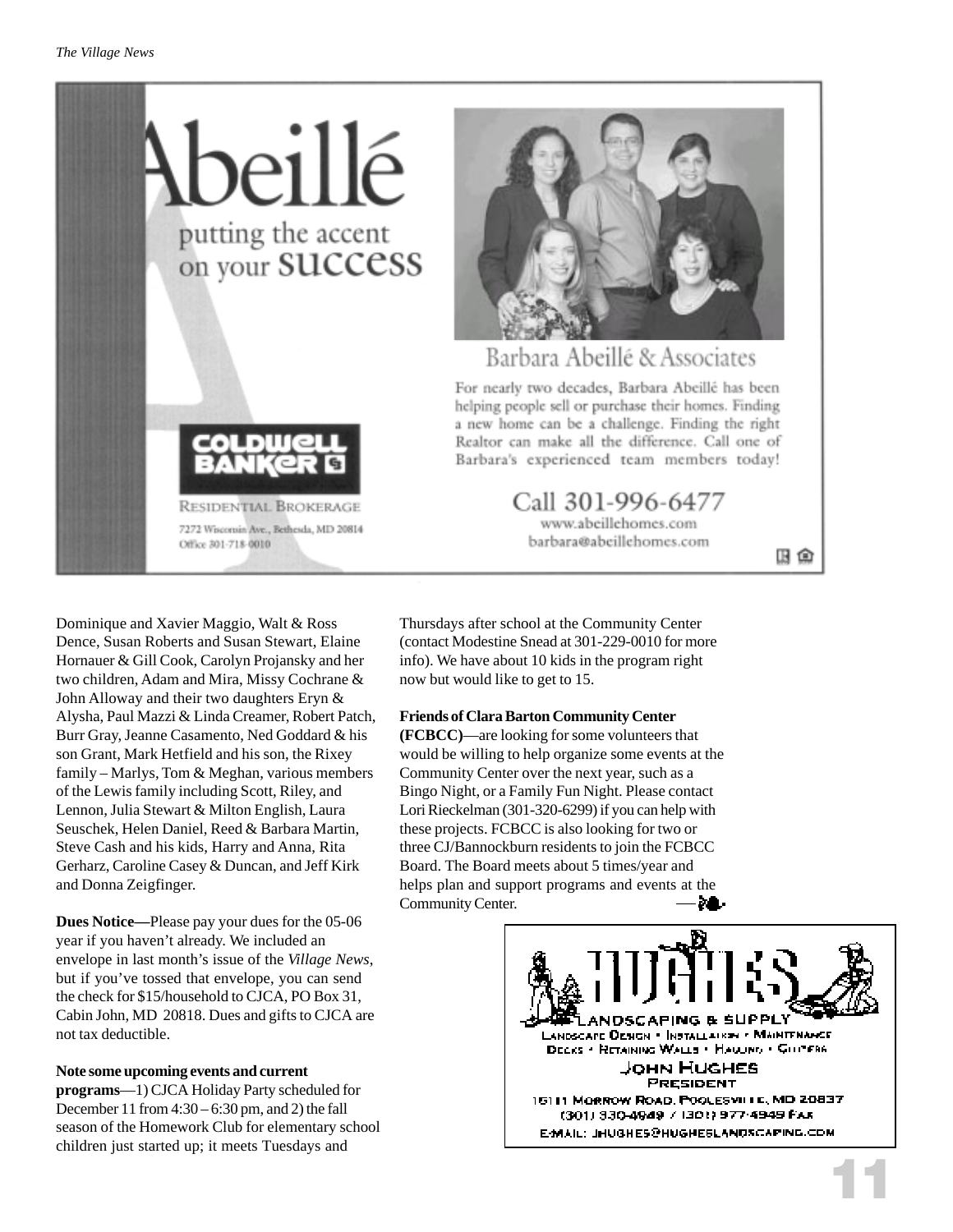Abeillé

putting the accent on your success

COLDWELL BANKER

RESIDENTIAL BROKERAGE

7272 Wisconsin Ave., Bethesda, MD 20814
Office 301-718-0010

Barbara Abeillé & Associates

For nearly two decades, Barbara Abeillé has been helping people sell or purchase their homes. Finding a new home can be a challenge. Finding the right Realtor can make all the difference. Call one of Barbara's experienced team members today!

Call 301-996-6477
www.abeillehomes.com
barbara@abeillehomes.com

Dominique and Xavier Maggio, Walt & Ross Dence, Susan Roberts and Susan Stewart, Elaine Hornauer & Gill Cook, Carolyn Projansky and her two children, Adam and Mira, Missy Cochrane & John Alloway and their two daughters Eryn & Alysha, Paul Mazzi & Linda Creamer, Robert Patch, Burr Gray, Jeanne Casamento, Ned Goddard & his son Grant, Mark Hetfield and his son, the Rixey family – Marlys, Tom & Meghan, various members of the Lewis family including Scott, Riley, and Lennon, Julia Stewart & Milton English, Laura Seuschek, Helen Daniel, Reed & Barbara Martin, Steve Cash and his kids, Harry and Anna, Rita Gerharz, Caroline Casey & Duncan, and Jeff Kirk and Donna Zeigfinger.

**Dues Notice—**Please pay your dues for the 05-06 year if you haven't already. We included an envelope in last month's issue of the *Village News*, but if you've tossed that envelope, you can send the check for $15/household to CJCA, PO Box 31, Cabin John, MD 20818. Dues and gifts to CJCA are not tax deductible.

**Note some upcoming events and current programs**—1) CJCA Holiday Party scheduled for December 11 from 4:30 – 6:30 pm, and 2) the fall season of the Homework Club for elementary school children just started up; it meets Tuesdays and Thursdays after school at the Community Center (contact Modestine Snead at 301-229-0010 for more info). We have about 10 kids in the program right now but would like to get to 15.

**Friends of Clara Barton Community Center (FCBCC)**—are looking for some volunteers that would be willing to help organize some events at the Community Center over the next year, such as a Bingo Night, or a Family Fun Night. Please contact Lori Rieckelman (301-320-6299) if you can help with these projects. FCBCC is also looking for two or three CJ/Bannockburn residents to join the FCBCC Board. The Board meets about 5 times/year and helps plan and support programs and events at the Community Center.

HUGHES LANDSCAPING & SUPPLY

Landscape Design • Installation • Maintenance
Decks • Retaining Walls • Hauling • Gutters

JOHN HUGHES
PRESIDENT

15111 Morrow Road, Poolesville, MD 20837
(301) 330-4949 / (301) 977-4949 Fax
E-mail: jhughes@hugheslandscaping.com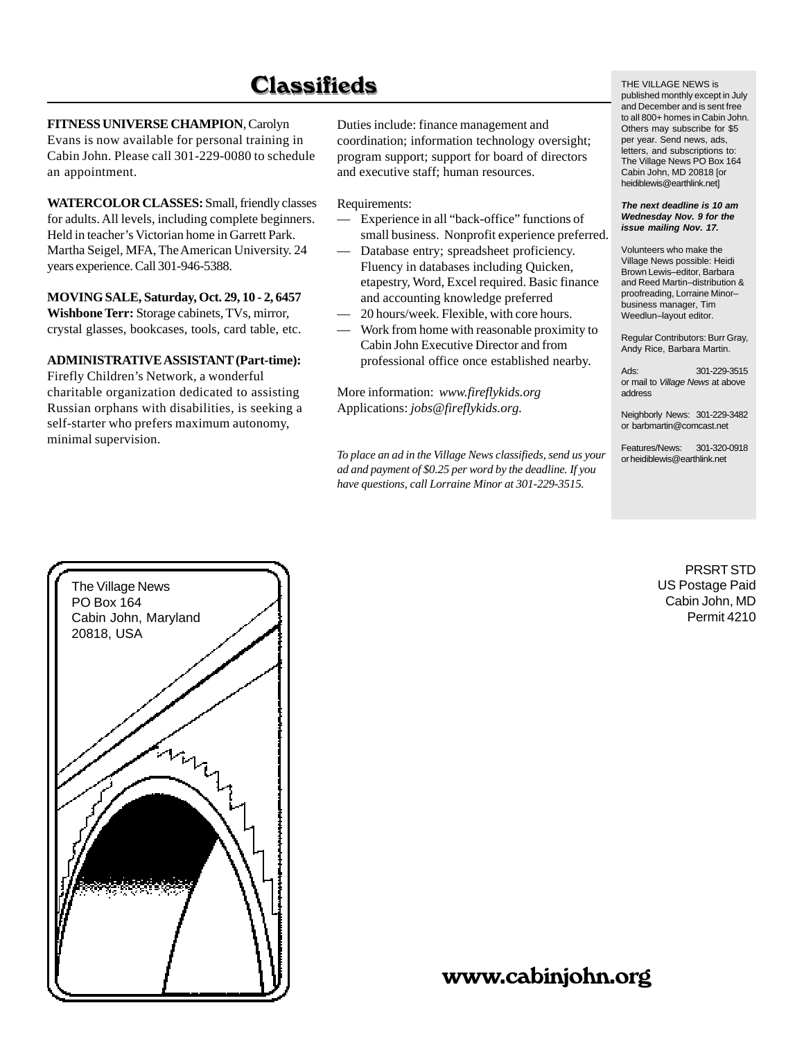# Classifieds

**FITNESS UNIVERSE CHAMPION**, Carolyn Evans is now available for personal training in Cabin John. Please call 301-229-0080 to schedule an appointment.

**WATERCOLOR CLASSES:** Small, friendly classes for adults. All levels, including complete beginners. Held in teacher's Victorian home in Garrett Park. Martha Seigel, MFA, The American University. 24 years experience. Call 301-946-5388.

**MOVING SALE, Saturday, Oct. 29, 10 - 2, 6457 Wishbone Terr:** Storage cabinets, TVs, mirror, crystal glasses, bookcases, tools, card table, etc.

**ADMINISTRATIVE ASSISTANT (Part-time):** Firefly Children's Network, a wonderful charitable organization dedicated to assisting Russian orphans with disabilities, is seeking a self-starter who prefers maximum autonomy, minimal supervision.

Duties include: finance management and coordination; information technology oversight; program support; support for board of directors and executive staff; human resources.

Requirements:

- Experience in all "back-office" functions of small business. Nonprofit experience preferred.
- Database entry; spreadsheet proficiency. Fluency in databases including Quicken, etapestry, Word, Excel required. Basic finance and accounting knowledge preferred
- 20 hours/week. Flexible, with core hours.
- Work from home with reasonable proximity to Cabin John Executive Director and from professional office once established nearby.

More information: *www.fireflykids.org*
Applications: *jobs@fireflykids.org.*

*To place an ad in the Village News classifieds, send us your ad and payment of $0.25 per word by the deadline. If you have questions, call Lorraine Minor at 301-229-3515.*

THE VILLAGE NEWS is published monthly except in July and December and is sent free to all 800+ homes in Cabin John. Others may subscribe for $5 per year. Send news, ads, letters, and subscriptions to: The Village News PO Box 164 Cabin John, MD 20818 [or heidiblewis@earthlink.net]

***The next deadline is 10 am Wednesday Nov. 9 for the issue mailing Nov. 17.***

Volunteers who make the Village News possible: Heidi Brown Lewis–editor, Barbara and Reed Martin–distribution & proofreading, Lorraine Minor–business manager, Tim Weedlun–layout editor.

Regular Contributors: Burr Gray, Andy Rice, Barbara Martin.

Ads: 301-229-3515 or mail to *Village News* at above address

Neighborly News: 301-229-3482 or barbmartin@comcast.net

Features/News: 301-320-0918 or heidiblewis@earthlink.net

The Village News
PO Box 164
Cabin John, Maryland
20818, USA

PRSRT STD
US Postage Paid
Cabin John, MD
Permit 4210

**www.cabinjohn.org**